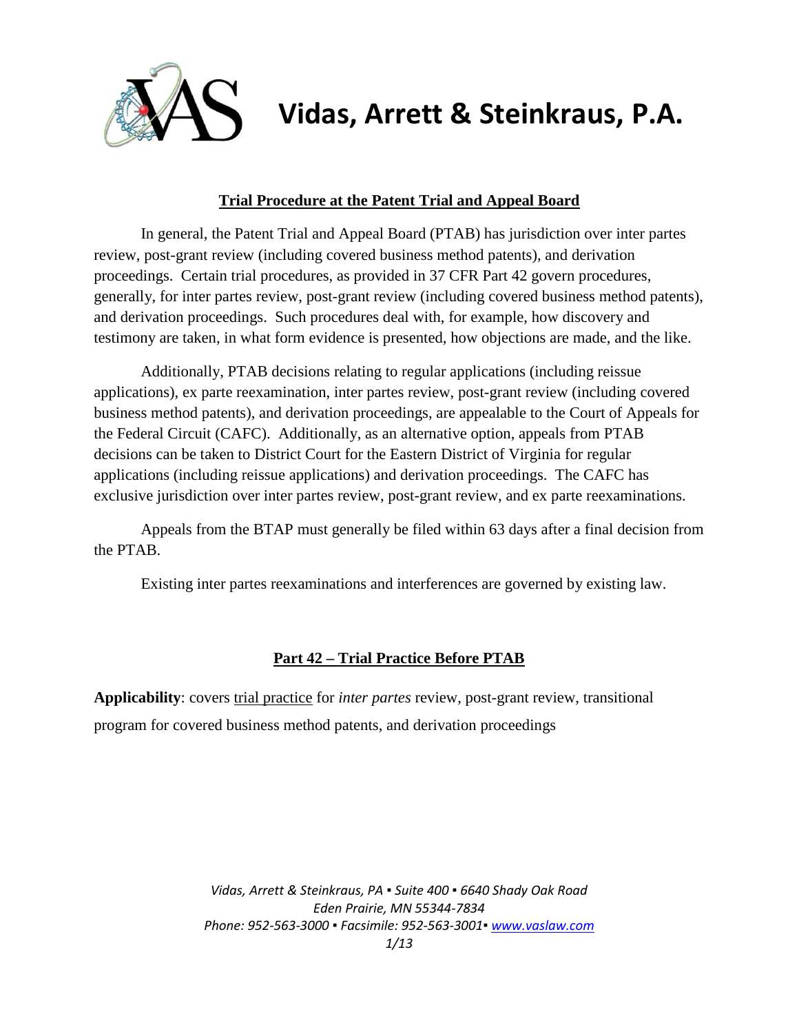# Vidas, Arrett & Steinkraus, P.A.

## Trial Procedure at the Patent Trial and Appeal Board

In general, the Patent Trial and Appeal Board (PTAB) has jurisdiction over inter partes review, post-grant review (including covered business method patents), and derivation proceedings. Certain trial procedures, as provided in 37 CFR Part 42 govern procedures, generally, for inter partes review, post-grant review (including covered business method patents), and derivation proceedings. Such procedures deal with, for example, how discovery and testimony are taken, in what form evidence is presented, how objections are made, and the like.

Additionally, PTAB decisions relating to regular applications (including reissue applications), ex parte reexamination, inter partes review, post-grant review (including covered business method patents), and derivation proceedings, are appealable to the Court of Appeals for the Federal Circuit (CAFC). Additionally, as an alternative option, appeals from PTAB decisions can be taken to District Court for the Eastern District of Virginia for regular applications (including reissue applications) and derivation proceedings. The CAFC has exclusive jurisdiction over inter partes review, post-grant review, and ex parte reexaminations.

Appeals from the BTAP must generally be filed within 63 days after a final decision from the PTAB.

Existing inter partes reexaminations and interferences are governed by existing law.

## Part 42 – Trial Practice Before PTAB

**Applicability**: covers trial practice for *inter partes* review, post-grant review, transitional program for covered business method patents, and derivation proceedings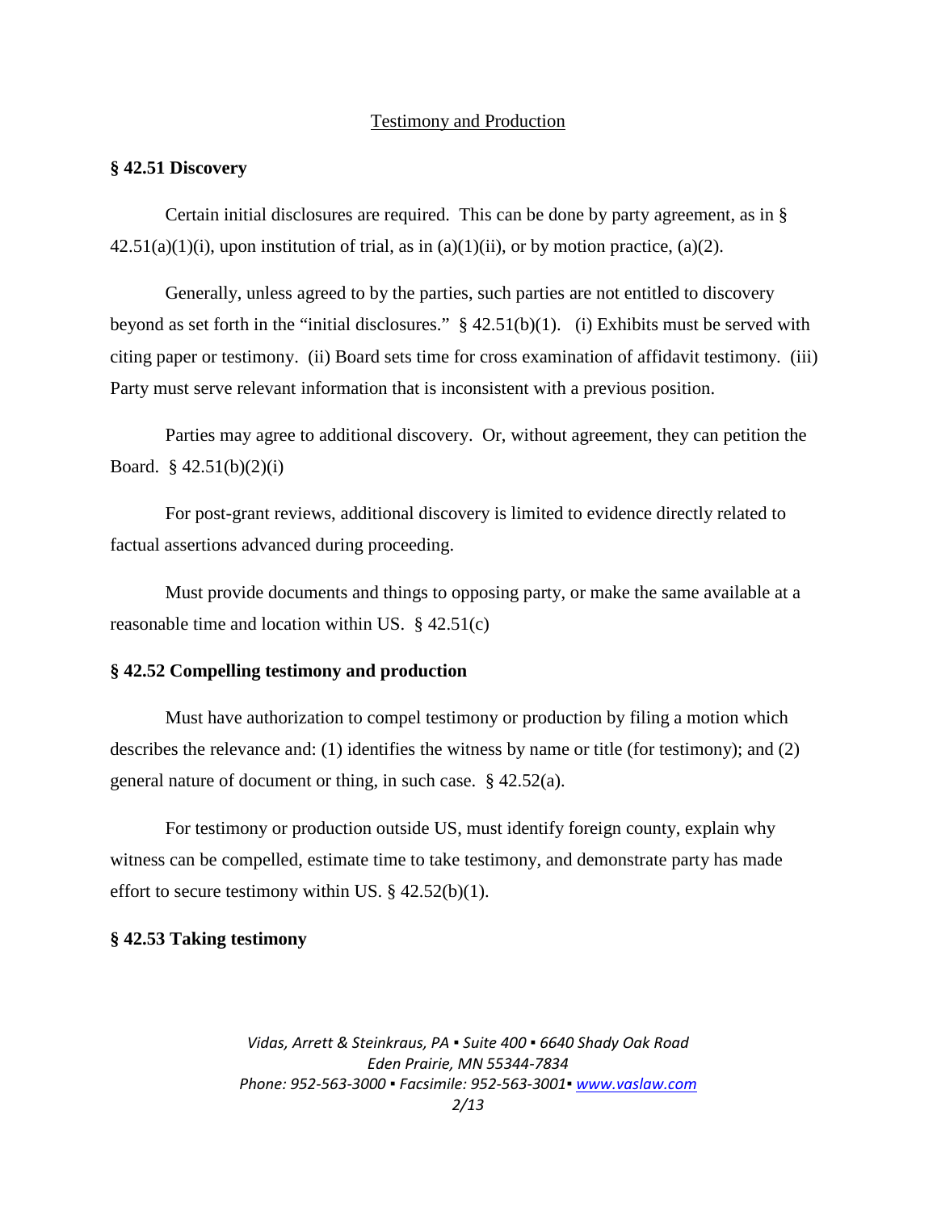Testimony and Production

**§ 42.51 Discovery**

Certain initial disclosures are required. This can be done by party agreement, as in § 42.51(a)(1)(i), upon institution of trial, as in (a)(1)(ii), or by motion practice, (a)(2).

Generally, unless agreed to by the parties, such parties are not entitled to discovery beyond as set forth in the "initial disclosures." § 42.51(b)(1). (i) Exhibits must be served with citing paper or testimony. (ii) Board sets time for cross examination of affidavit testimony. (iii) Party must serve relevant information that is inconsistent with a previous position.

Parties may agree to additional discovery. Or, without agreement, they can petition the Board. § 42.51(b)(2)(i)

For post-grant reviews, additional discovery is limited to evidence directly related to factual assertions advanced during proceeding.

Must provide documents and things to opposing party, or make the same available at a reasonable time and location within US. § 42.51(c)

**§ 42.52 Compelling testimony and production**

Must have authorization to compel testimony or production by filing a motion which describes the relevance and: (1) identifies the witness by name or title (for testimony); and (2) general nature of document or thing, in such case. § 42.52(a).

For testimony or production outside US, must identify foreign county, explain why witness can be compelled, estimate time to take testimony, and demonstrate party has made effort to secure testimony within US. § 42.52(b)(1).

**§ 42.53 Taking testimony**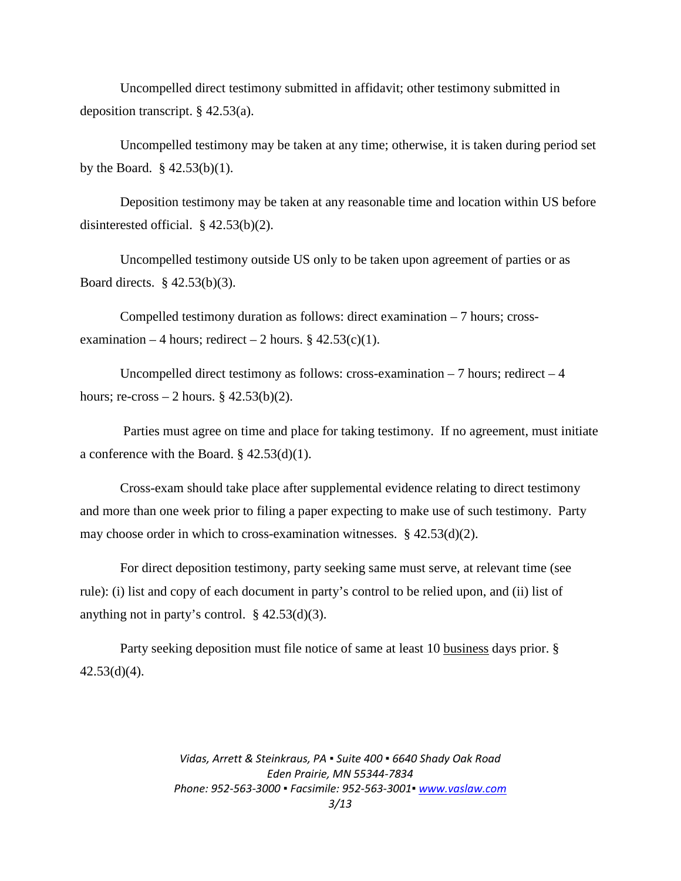Uncompelled direct testimony submitted in affidavit; other testimony submitted in deposition transcript. § 42.53(a).

Uncompelled testimony may be taken at any time; otherwise, it is taken during period set by the Board. § 42.53(b)(1).

Deposition testimony may be taken at any reasonable time and location within US before disinterested official. § 42.53(b)(2).

Uncompelled testimony outside US only to be taken upon agreement of parties or as Board directs. § 42.53(b)(3).

Compelled testimony duration as follows: direct examination – 7 hours; cross-examination – 4 hours; redirect – 2 hours. § 42.53(c)(1).

Uncompelled direct testimony as follows: cross-examination – 7 hours; redirect – 4 hours; re-cross – 2 hours. § 42.53(b)(2).

Parties must agree on time and place for taking testimony. If no agreement, must initiate a conference with the Board. § 42.53(d)(1).

Cross-exam should take place after supplemental evidence relating to direct testimony and more than one week prior to filing a paper expecting to make use of such testimony. Party may choose order in which to cross-examination witnesses. § 42.53(d)(2).

For direct deposition testimony, party seeking same must serve, at relevant time (see rule): (i) list and copy of each document in party's control to be relied upon, and (ii) list of anything not in party's control. § 42.53(d)(3).

Party seeking deposition must file notice of same at least 10 <u>business</u> days prior. § 42.53(d)(4).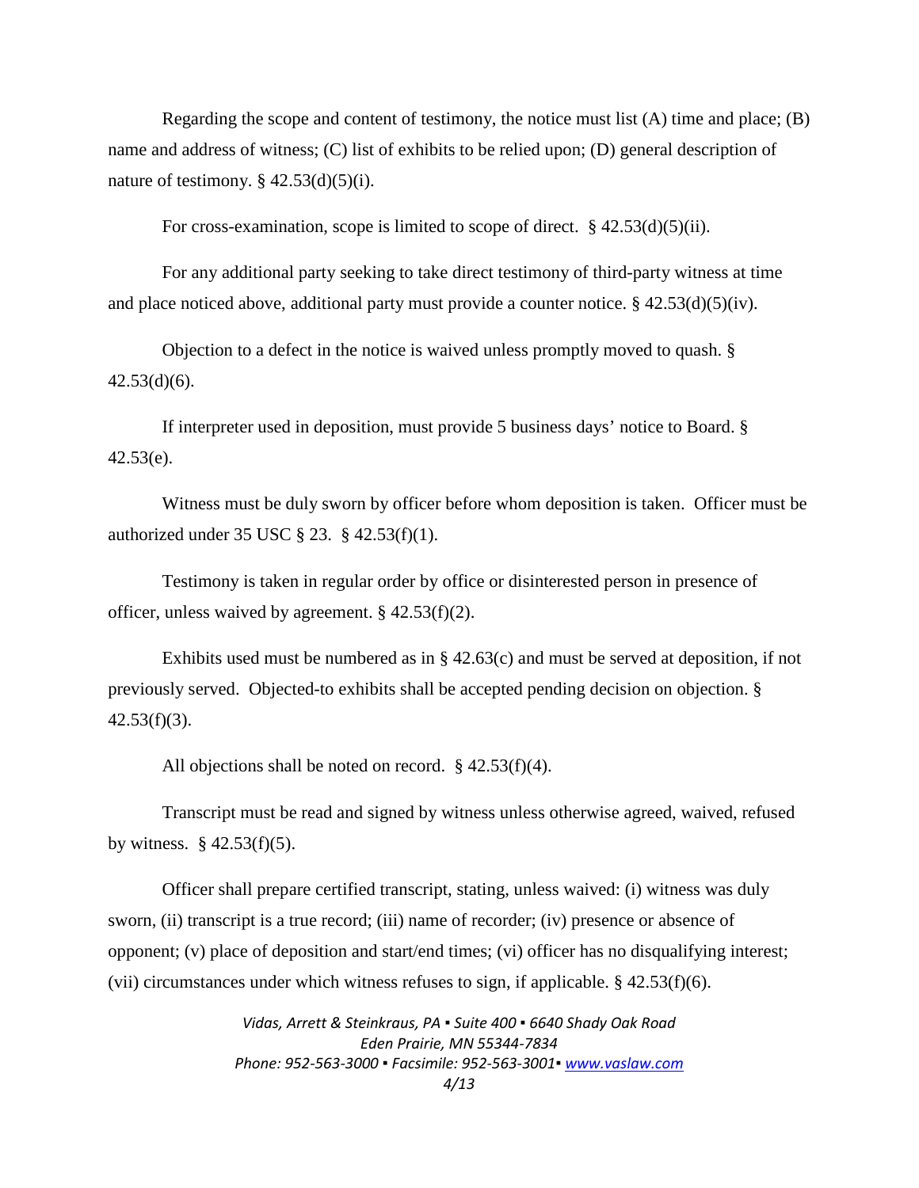Regarding the scope and content of testimony, the notice must list (A) time and place; (B) name and address of witness; (C) list of exhibits to be relied upon; (D) general description of nature of testimony. § 42.53(d)(5)(i).

For cross-examination, scope is limited to scope of direct. § 42.53(d)(5)(ii).

For any additional party seeking to take direct testimony of third-party witness at time and place noticed above, additional party must provide a counter notice. § 42.53(d)(5)(iv).

Objection to a defect in the notice is waived unless promptly moved to quash. § 42.53(d)(6).

If interpreter used in deposition, must provide 5 business days' notice to Board. § 42.53(e).

Witness must be duly sworn by officer before whom deposition is taken. Officer must be authorized under 35 USC § 23. § 42.53(f)(1).

Testimony is taken in regular order by office or disinterested person in presence of officer, unless waived by agreement. § 42.53(f)(2).

Exhibits used must be numbered as in § 42.63(c) and must be served at deposition, if not previously served. Objected-to exhibits shall be accepted pending decision on objection. § 42.53(f)(3).

All objections shall be noted on record. § 42.53(f)(4).

Transcript must be read and signed by witness unless otherwise agreed, waived, refused by witness. § 42.53(f)(5).

Officer shall prepare certified transcript, stating, unless waived: (i) witness was duly sworn, (ii) transcript is a true record; (iii) name of recorder; (iv) presence or absence of opponent; (v) place of deposition and start/end times; (vi) officer has no disqualifying interest; (vii) circumstances under which witness refuses to sign, if applicable. § 42.53(f)(6).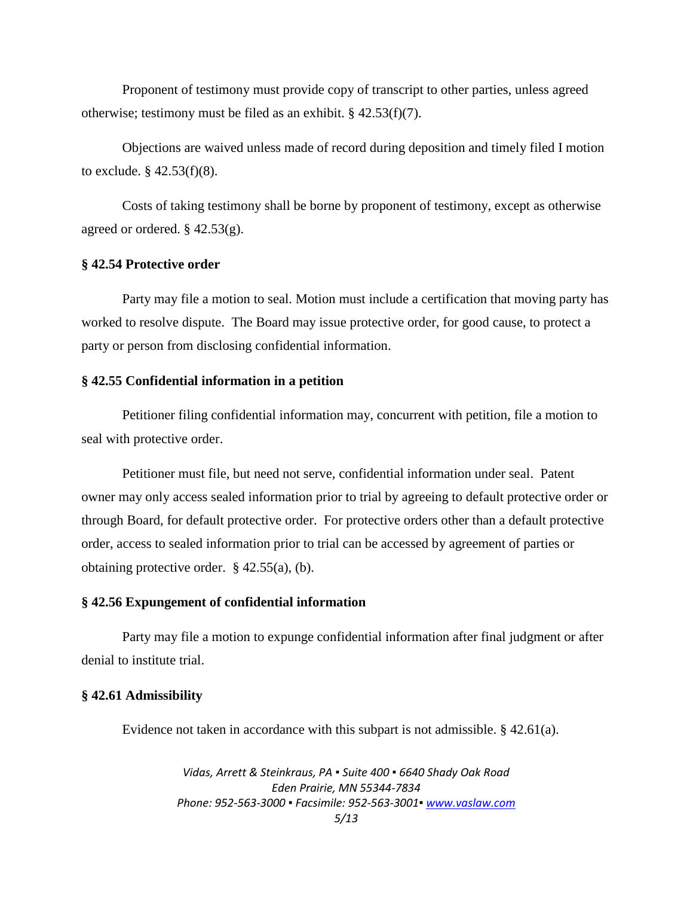Proponent of testimony must provide copy of transcript to other parties, unless agreed otherwise; testimony must be filed as an exhibit. § 42.53(f)(7).

Objections are waived unless made of record during deposition and timely filed I motion to exclude. § 42.53(f)(8).

Costs of taking testimony shall be borne by proponent of testimony, except as otherwise agreed or ordered. § 42.53(g).

**§ 42.54 Protective order**

Party may file a motion to seal. Motion must include a certification that moving party has worked to resolve dispute. The Board may issue protective order, for good cause, to protect a party or person from disclosing confidential information.

**§ 42.55 Confidential information in a petition**

Petitioner filing confidential information may, concurrent with petition, file a motion to seal with protective order.

Petitioner must file, but need not serve, confidential information under seal. Patent owner may only access sealed information prior to trial by agreeing to default protective order or through Board, for default protective order. For protective orders other than a default protective order, access to sealed information prior to trial can be accessed by agreement of parties or obtaining protective order. § 42.55(a), (b).

**§ 42.56 Expungement of confidential information**

Party may file a motion to expunge confidential information after final judgment or after denial to institute trial.

**§ 42.61 Admissibility**

Evidence not taken in accordance with this subpart is not admissible. § 42.61(a).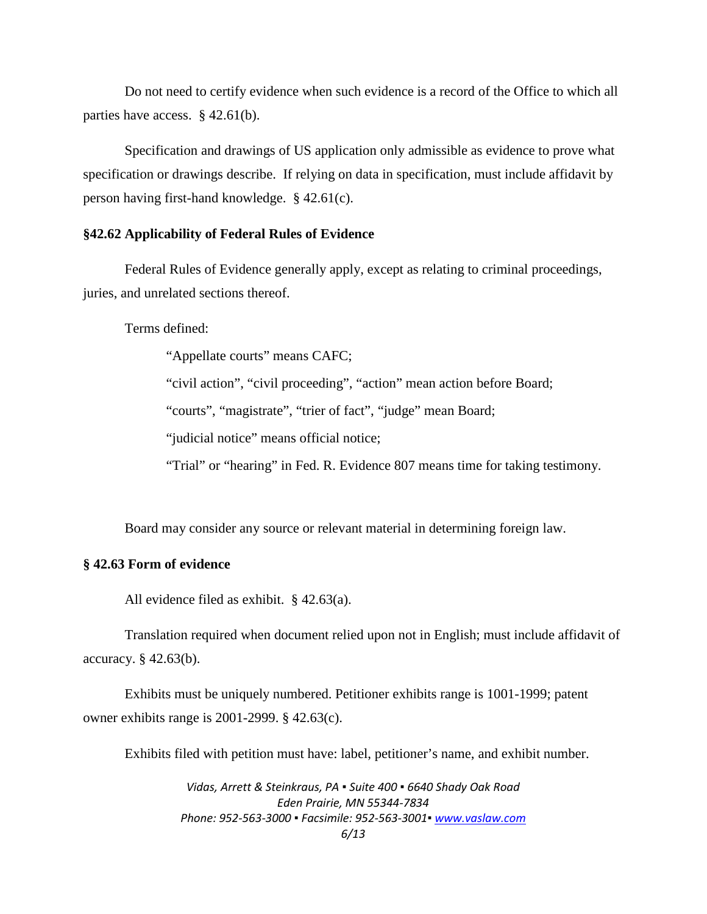Do not need to certify evidence when such evidence is a record of the Office to which all parties have access. § 42.61(b).

Specification and drawings of US application only admissible as evidence to prove what specification or drawings describe. If relying on data in specification, must include affidavit by person having first-hand knowledge. § 42.61(c).

**§42.62 Applicability of Federal Rules of Evidence**

Federal Rules of Evidence generally apply, except as relating to criminal proceedings, juries, and unrelated sections thereof.

Terms defined:

> "Appellate courts" means CAFC;
>
> "civil action", "civil proceeding", "action" mean action before Board;
>
> "courts", "magistrate", "trier of fact", "judge" mean Board;
>
> "judicial notice" means official notice;
>
> "Trial" or "hearing" in Fed. R. Evidence 807 means time for taking testimony.

Board may consider any source or relevant material in determining foreign law.

**§ 42.63 Form of evidence**

All evidence filed as exhibit. § 42.63(a).

Translation required when document relied upon not in English; must include affidavit of accuracy. § 42.63(b).

Exhibits must be uniquely numbered. Petitioner exhibits range is 1001-1999; patent owner exhibits range is 2001-2999. § 42.63(c).

Exhibits filed with petition must have: label, petitioner's name, and exhibit number.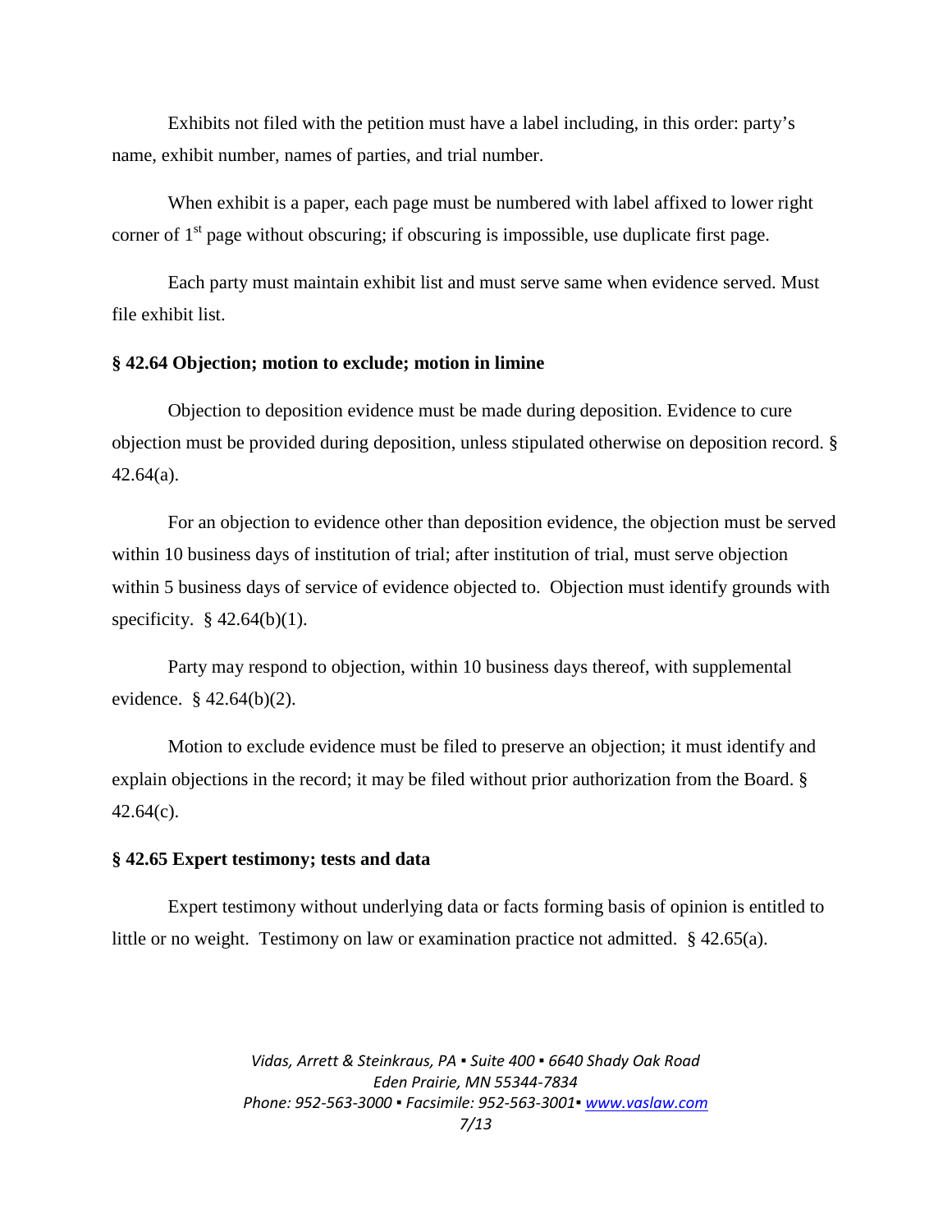Exhibits not filed with the petition must have a label including, in this order: party's name, exhibit number, names of parties, and trial number.

When exhibit is a paper, each page must be numbered with label affixed to lower right corner of 1st page without obscuring; if obscuring is impossible, use duplicate first page.

Each party must maintain exhibit list and must serve same when evidence served. Must file exhibit list.

**§ 42.64 Objection; motion to exclude; motion in limine**

Objection to deposition evidence must be made during deposition. Evidence to cure objection must be provided during deposition, unless stipulated otherwise on deposition record. § 42.64(a).

For an objection to evidence other than deposition evidence, the objection must be served within 10 business days of institution of trial; after institution of trial, must serve objection within 5 business days of service of evidence objected to. Objection must identify grounds with specificity. § 42.64(b)(1).

Party may respond to objection, within 10 business days thereof, with supplemental evidence. § 42.64(b)(2).

Motion to exclude evidence must be filed to preserve an objection; it must identify and explain objections in the record; it may be filed without prior authorization from the Board. § 42.64(c).

**§ 42.65 Expert testimony; tests and data**

Expert testimony without underlying data or facts forming basis of opinion is entitled to little or no weight. Testimony on law or examination practice not admitted. § 42.65(a).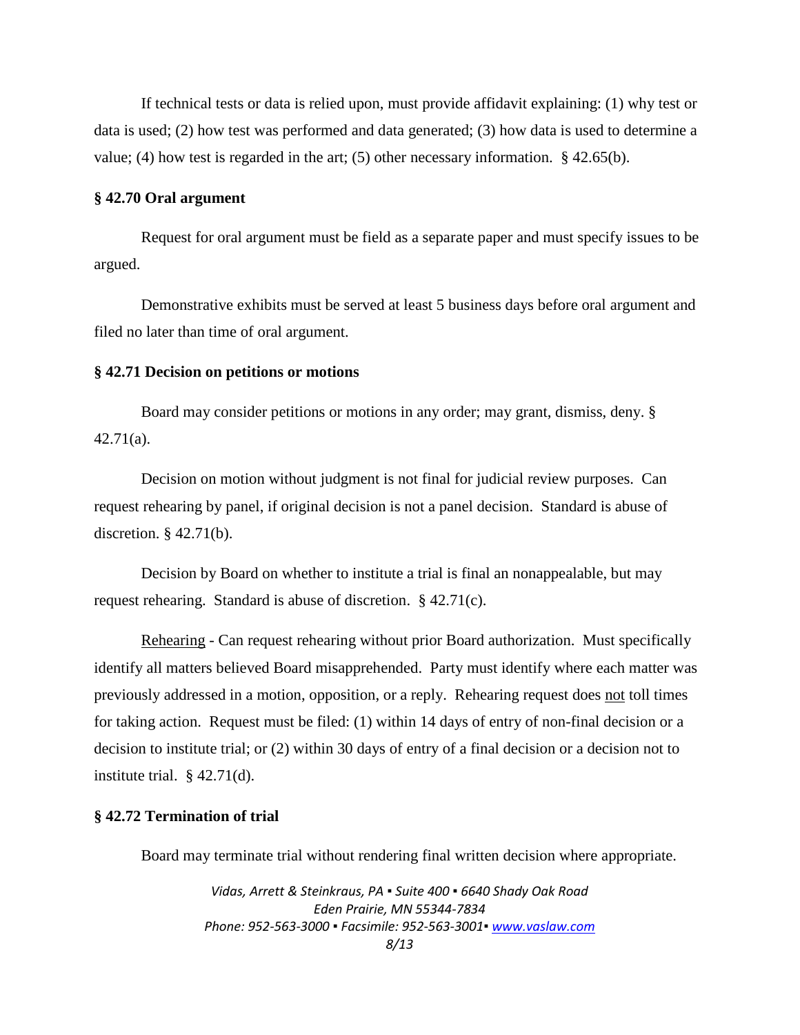If technical tests or data is relied upon, must provide affidavit explaining: (1) why test or data is used; (2) how test was performed and data generated; (3) how data is used to determine a value; (4) how test is regarded in the art; (5) other necessary information. § 42.65(b).

**§ 42.70 Oral argument**

Request for oral argument must be field as a separate paper and must specify issues to be argued.

Demonstrative exhibits must be served at least 5 business days before oral argument and filed no later than time of oral argument.

**§ 42.71 Decision on petitions or motions**

Board may consider petitions or motions in any order; may grant, dismiss, deny. § 42.71(a).

Decision on motion without judgment is not final for judicial review purposes. Can request rehearing by panel, if original decision is not a panel decision. Standard is abuse of discretion. § 42.71(b).

Decision by Board on whether to institute a trial is final an nonappealable, but may request rehearing. Standard is abuse of discretion. § 42.71(c).

<u>Rehearing</u> - Can request rehearing without prior Board authorization. Must specifically identify all matters believed Board misapprehended. Party must identify where each matter was previously addressed in a motion, opposition, or a reply. Rehearing request does <u>not</u> toll times for taking action. Request must be filed: (1) within 14 days of entry of non-final decision or a decision to institute trial; or (2) within 30 days of entry of a final decision or a decision not to institute trial. § 42.71(d).

**§ 42.72 Termination of trial**

Board may terminate trial without rendering final written decision where appropriate.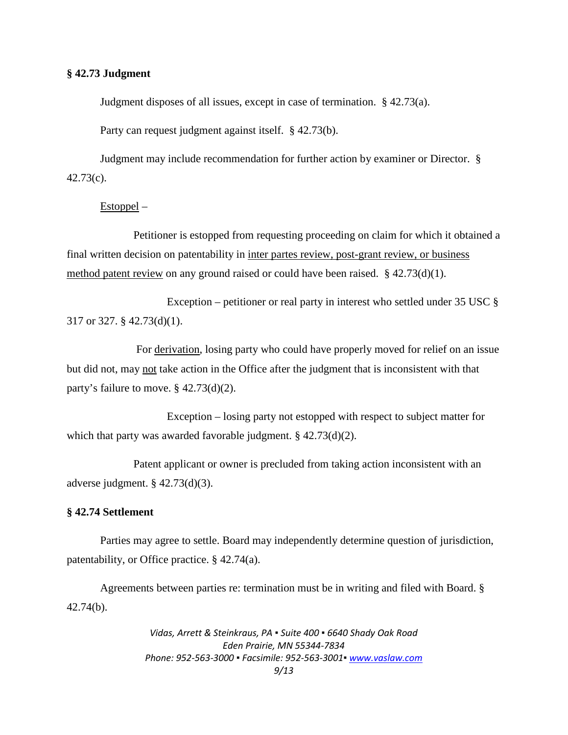**§ 42.73 Judgment**

Judgment disposes of all issues, except in case of termination. § 42.73(a).

Party can request judgment against itself. § 42.73(b).

Judgment may include recommendation for further action by examiner or Director. § 42.73(c).

<u>Estoppel</u> –

Petitioner is estopped from requesting proceeding on claim for which it obtained a final written decision on patentability in <u>inter partes review, post-grant review, or business method patent review</u> on any ground raised or could have been raised. § 42.73(d)(1).

Exception – petitioner or real party in interest who settled under 35 USC § 317 or 327. § 42.73(d)(1).

For <u>derivation</u>, losing party who could have properly moved for relief on an issue but did not, may <u>not</u> take action in the Office after the judgment that is inconsistent with that party's failure to move. § 42.73(d)(2).

Exception – losing party not estopped with respect to subject matter for which that party was awarded favorable judgment. § 42.73(d)(2).

Patent applicant or owner is precluded from taking action inconsistent with an adverse judgment. § 42.73(d)(3).

**§ 42.74 Settlement**

Parties may agree to settle. Board may independently determine question of jurisdiction, patentability, or Office practice. § 42.74(a).

Agreements between parties re: termination must be in writing and filed with Board. § 42.74(b).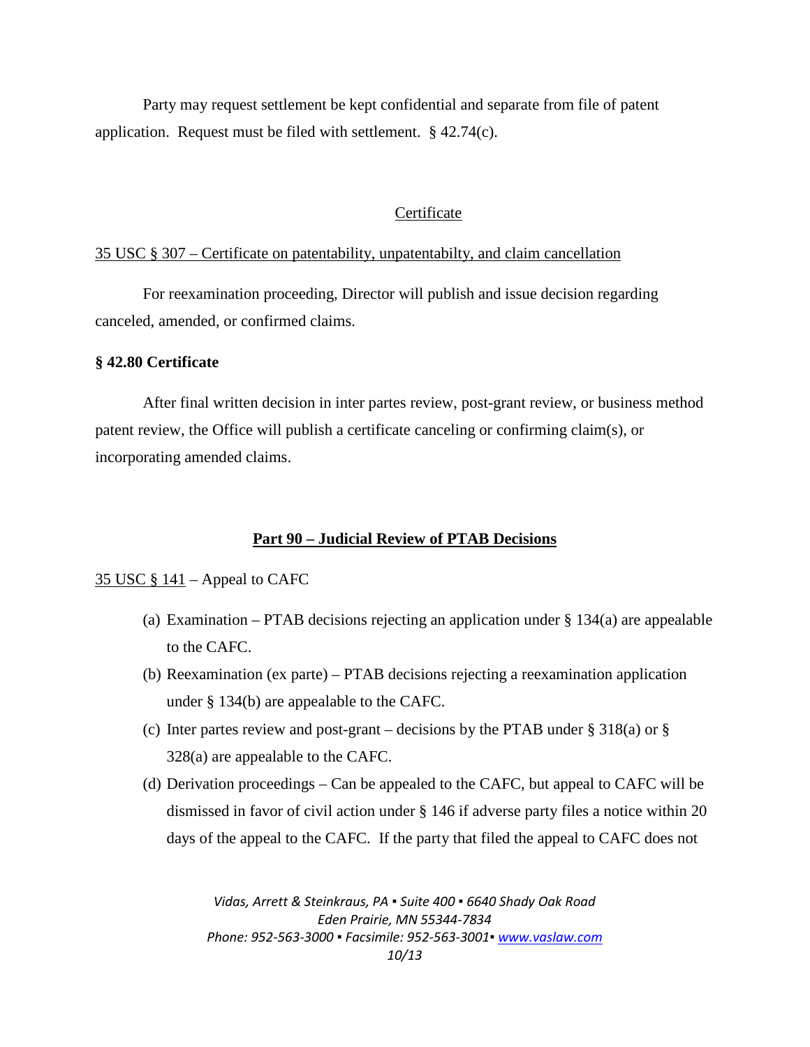Party may request settlement be kept confidential and separate from file of patent application. Request must be filed with settlement. § 42.74(c).

### Certificate

35 USC § 307 – Certificate on patentability, unpatentabilty, and claim cancellation

For reexamination proceeding, Director will publish and issue decision regarding canceled, amended, or confirmed claims.

**§ 42.80 Certificate**

After final written decision in inter partes review, post-grant review, or business method patent review, the Office will publish a certificate canceling or confirming claim(s), or incorporating amended claims.

## Part 90 – Judicial Review of PTAB Decisions

35 USC § 141 – Appeal to CAFC

(a) Examination – PTAB decisions rejecting an application under § 134(a) are appealable to the CAFC.

(b) Reexamination (ex parte) – PTAB decisions rejecting a reexamination application under § 134(b) are appealable to the CAFC.

(c) Inter partes review and post-grant – decisions by the PTAB under § 318(a) or § 328(a) are appealable to the CAFC.

(d) Derivation proceedings – Can be appealed to the CAFC, but appeal to CAFC will be dismissed in favor of civil action under § 146 if adverse party files a notice within 20 days of the appeal to the CAFC. If the party that filed the appeal to CAFC does not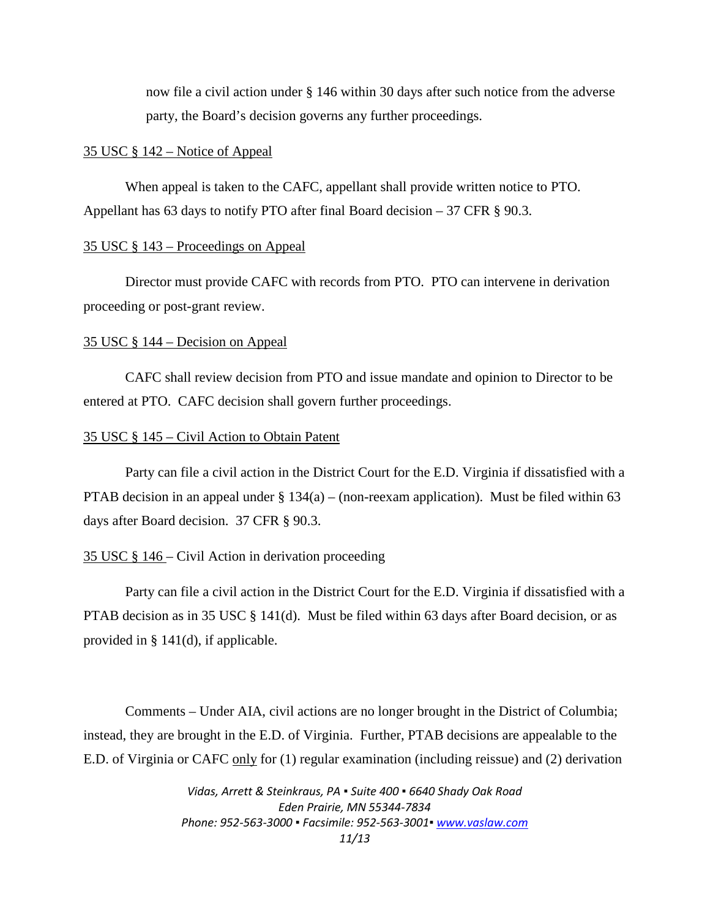now file a civil action under § 146 within 30 days after such notice from the adverse party, the Board's decision governs any further proceedings.

<u>35 USC § 142 – Notice of Appeal</u>

When appeal is taken to the CAFC, appellant shall provide written notice to PTO. Appellant has 63 days to notify PTO after final Board decision – 37 CFR § 90.3.

<u>35 USC § 143 – Proceedings on Appeal</u>

Director must provide CAFC with records from PTO. PTO can intervene in derivation proceeding or post-grant review.

<u>35 USC § 144 – Decision on Appeal</u>

CAFC shall review decision from PTO and issue mandate and opinion to Director to be entered at PTO. CAFC decision shall govern further proceedings.

<u>35 USC § 145 – Civil Action to Obtain Patent</u>

Party can file a civil action in the District Court for the E.D. Virginia if dissatisfied with a PTAB decision in an appeal under § 134(a) – (non-reexam application). Must be filed within 63 days after Board decision. 37 CFR § 90.3.

<u>35 USC § 146</u> – Civil Action in derivation proceeding

Party can file a civil action in the District Court for the E.D. Virginia if dissatisfied with a PTAB decision as in 35 USC § 141(d). Must be filed within 63 days after Board decision, or as provided in § 141(d), if applicable.

Comments – Under AIA, civil actions are no longer brought in the District of Columbia; instead, they are brought in the E.D. of Virginia. Further, PTAB decisions are appealable to the E.D. of Virginia or CAFC <u>only</u> for (1) regular examination (including reissue) and (2) derivation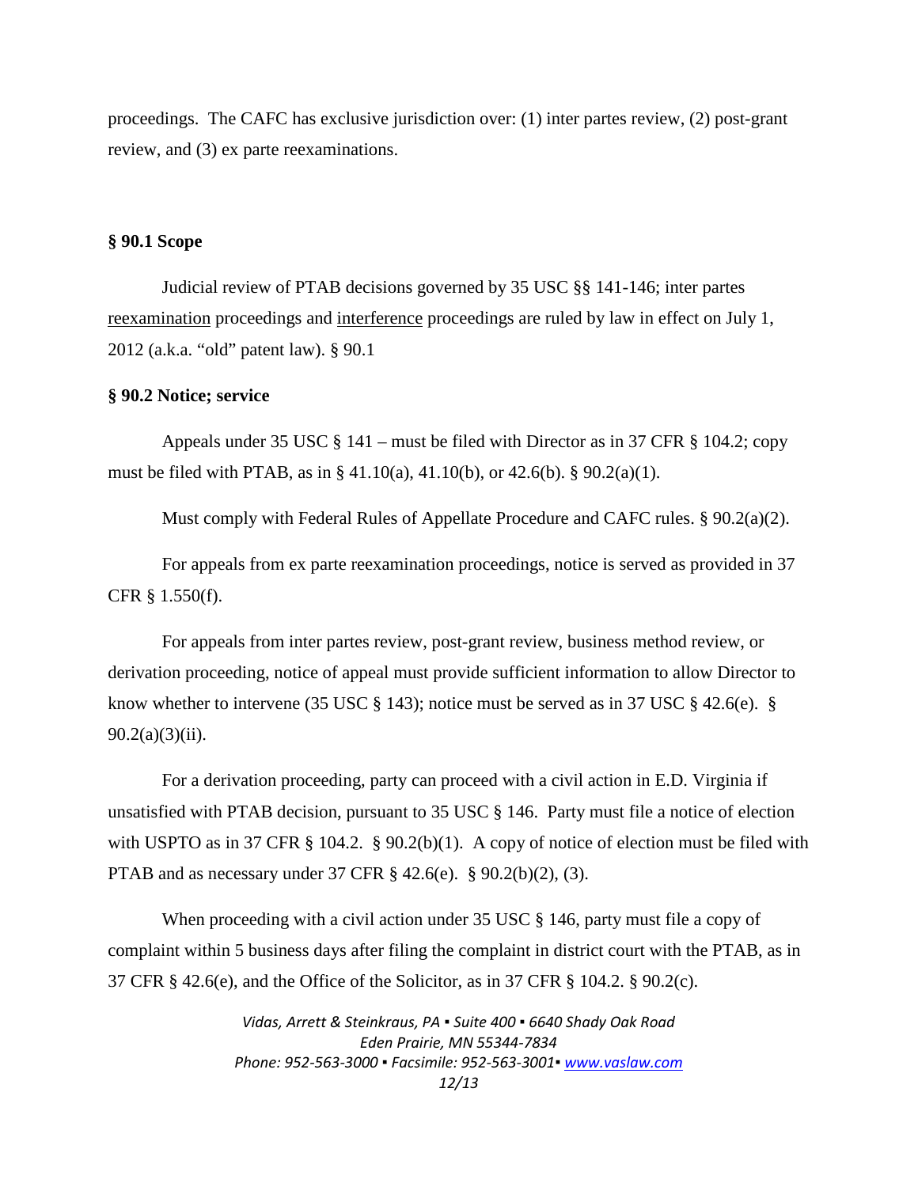proceedings. The CAFC has exclusive jurisdiction over: (1) inter partes review, (2) post-grant review, and (3) ex parte reexaminations.

**§ 90.1 Scope**

Judicial review of PTAB decisions governed by 35 USC §§ 141-146; inter partes <u>reexamination</u> proceedings and <u>interference</u> proceedings are ruled by law in effect on July 1, 2012 (a.k.a. "old" patent law). § 90.1

**§ 90.2 Notice; service**

Appeals under 35 USC § 141 – must be filed with Director as in 37 CFR § 104.2; copy must be filed with PTAB, as in § 41.10(a), 41.10(b), or 42.6(b). § 90.2(a)(1).

Must comply with Federal Rules of Appellate Procedure and CAFC rules. § 90.2(a)(2).

For appeals from ex parte reexamination proceedings, notice is served as provided in 37 CFR § 1.550(f).

For appeals from inter partes review, post-grant review, business method review, or derivation proceeding, notice of appeal must provide sufficient information to allow Director to know whether to intervene (35 USC § 143); notice must be served as in 37 USC § 42.6(e). § 90.2(a)(3)(ii).

For a derivation proceeding, party can proceed with a civil action in E.D. Virginia if unsatisfied with PTAB decision, pursuant to 35 USC § 146. Party must file a notice of election with USPTO as in 37 CFR § 104.2. § 90.2(b)(1). A copy of notice of election must be filed with PTAB and as necessary under 37 CFR § 42.6(e). § 90.2(b)(2), (3).

When proceeding with a civil action under 35 USC § 146, party must file a copy of complaint within 5 business days after filing the complaint in district court with the PTAB, as in 37 CFR § 42.6(e), and the Office of the Solicitor, as in 37 CFR § 104.2. § 90.2(c).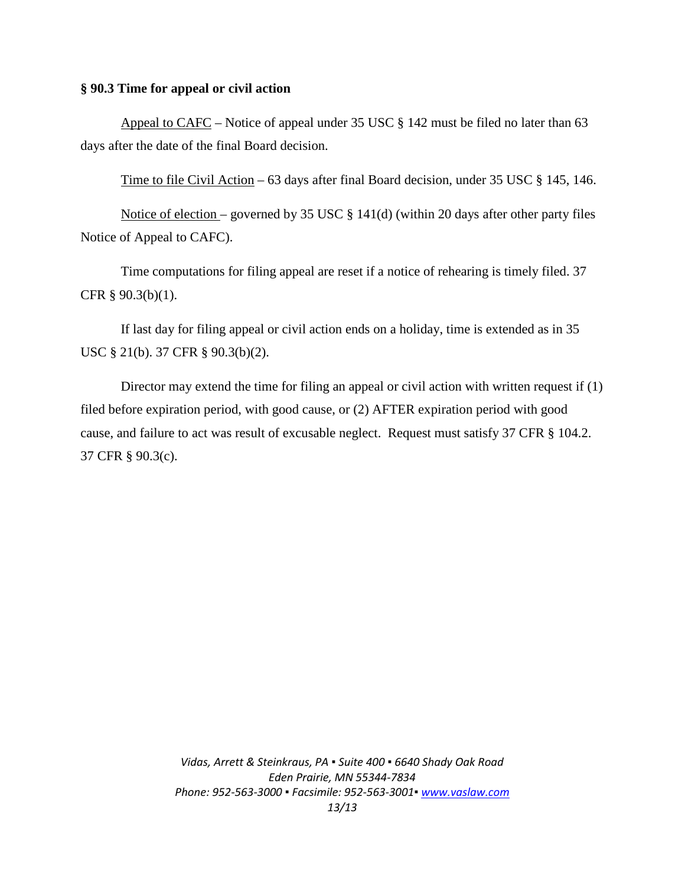**§ 90.3 Time for appeal or civil action**

<u>Appeal to CAFC</u> – Notice of appeal under 35 USC § 142 must be filed no later than 63 days after the date of the final Board decision.

<u>Time to file Civil Action</u> – 63 days after final Board decision, under 35 USC § 145, 146.

<u>Notice of election</u> – governed by 35 USC § 141(d) (within 20 days after other party files Notice of Appeal to CAFC).

Time computations for filing appeal are reset if a notice of rehearing is timely filed. 37 CFR § 90.3(b)(1).

If last day for filing appeal or civil action ends on a holiday, time is extended as in 35 USC § 21(b). 37 CFR § 90.3(b)(2).

Director may extend the time for filing an appeal or civil action with written request if (1) filed before expiration period, with good cause, or (2) AFTER expiration period with good cause, and failure to act was result of excusable neglect. Request must satisfy 37 CFR § 104.2. 37 CFR § 90.3(c).